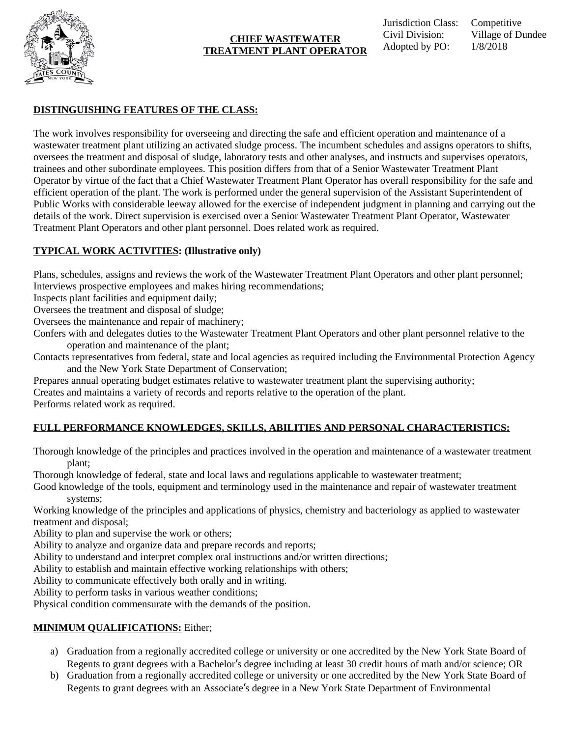# CHIEF WASTEWATER TREATMENT PLANT OPERATOR

Jurisdiction Class: Competitive
Civil Division: Village of Dundee
Adopted by PO: 1/8/2018

## DISTINGUISHING FEATURES OF THE CLASS:

The work involves responsibility for overseeing and directing the safe and efficient operation and maintenance of a wastewater treatment plant utilizing an activated sludge process. The incumbent schedules and assigns operators to shifts, oversees the treatment and disposal of sludge, laboratory tests and other analyses, and instructs and supervises operators, trainees and other subordinate employees. This position differs from that of a Senior Wastewater Treatment Plant Operator by virtue of the fact that a Chief Wastewater Treatment Plant Operator has overall responsibility for the safe and efficient operation of the plant. The work is performed under the general supervision of the Assistant Superintendent of Public Works with considerable leeway allowed for the exercise of independent judgment in planning and carrying out the details of the work. Direct supervision is exercised over a Senior Wastewater Treatment Plant Operator, Wastewater Treatment Plant Operators and other plant personnel. Does related work as required.

## TYPICAL WORK ACTIVITIES: (Illustrative only)

Plans, schedules, assigns and reviews the work of the Wastewater Treatment Plant Operators and other plant personnel;
Interviews prospective employees and makes hiring recommendations;
Inspects plant facilities and equipment daily;
Oversees the treatment and disposal of sludge;
Oversees the maintenance and repair of machinery;
Confers with and delegates duties to the Wastewater Treatment Plant Operators and other plant personnel relative to the operation and maintenance of the plant;
Contacts representatives from federal, state and local agencies as required including the Environmental Protection Agency and the New York State Department of Conservation;
Prepares annual operating budget estimates relative to wastewater treatment plant the supervising authority;
Creates and maintains a variety of records and reports relative to the operation of the plant.
Performs related work as required.

## FULL PERFORMANCE KNOWLEDGES, SKILLS, ABILITIES AND PERSONAL CHARACTERISTICS:

Thorough knowledge of the principles and practices involved in the operation and maintenance of a wastewater treatment plant;
Thorough knowledge of federal, state and local laws and regulations applicable to wastewater treatment;
Good knowledge of the tools, equipment and terminology used in the maintenance and repair of wastewater treatment systems;
Working knowledge of the principles and applications of physics, chemistry and bacteriology as applied to wastewater treatment and disposal;
Ability to plan and supervise the work or others;
Ability to analyze and organize data and prepare records and reports;
Ability to understand and interpret complex oral instructions and/or written directions;
Ability to establish and maintain effective working relationships with others;
Ability to communicate effectively both orally and in writing.
Ability to perform tasks in various weather conditions;
Physical condition commensurate with the demands of the position.

## MINIMUM QUALIFICATIONS: Either;

a) Graduation from a regionally accredited college or university or one accredited by the New York State Board of Regents to grant degrees with a Bachelor′s degree including at least 30 credit hours of math and/or science; OR
b) Graduation from a regionally accredited college or university or one accredited by the New York State Board of Regents to grant degrees with an Associate′s degree in a New York State Department of Environmental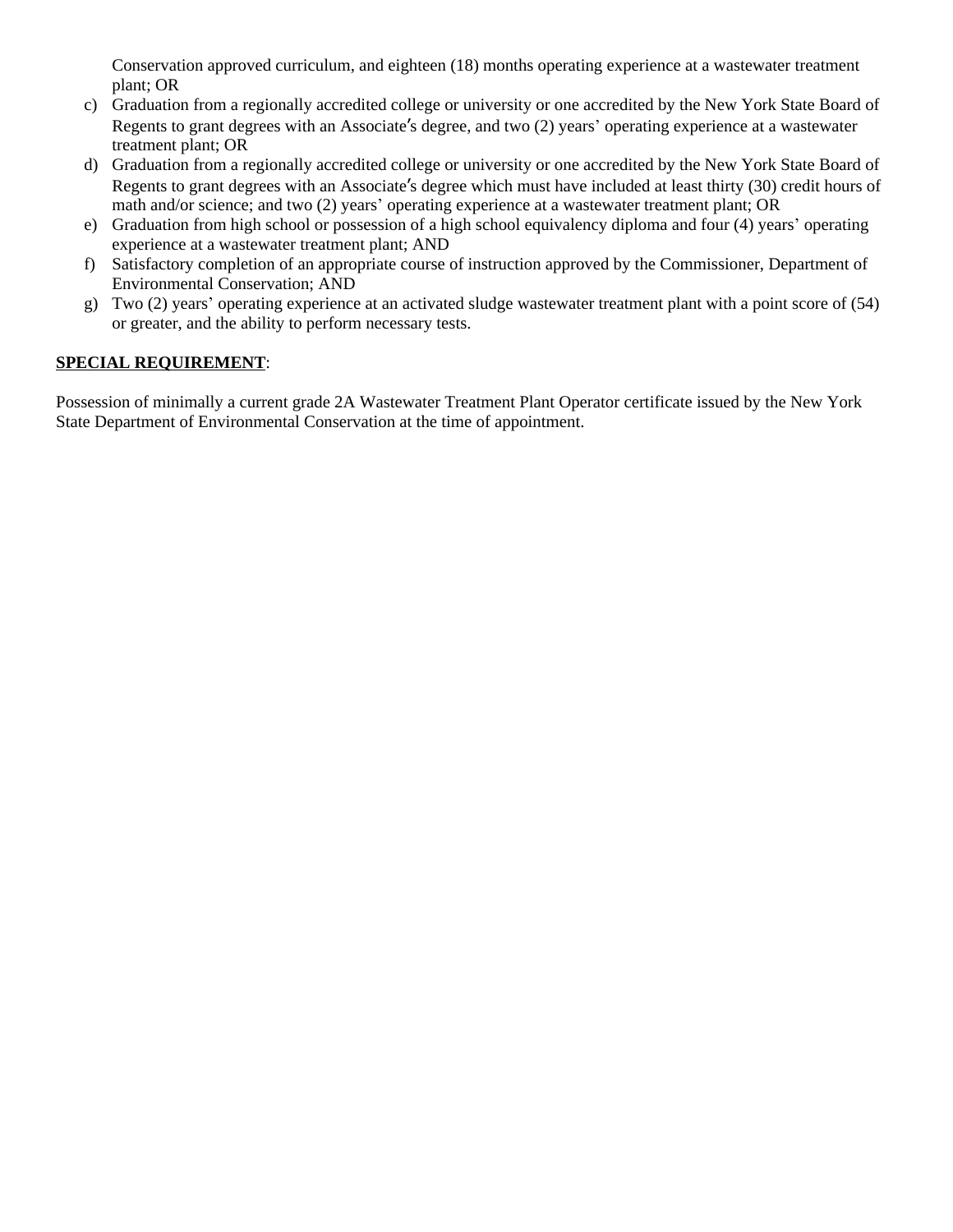Conservation approved curriculum, and eighteen (18) months operating experience at a wastewater treatment plant; OR

c) Graduation from a regionally accredited college or university or one accredited by the New York State Board of Regents to grant degrees with an Associate's degree, and two (2) years' operating experience at a wastewater treatment plant; OR
d) Graduation from a regionally accredited college or university or one accredited by the New York State Board of Regents to grant degrees with an Associate's degree which must have included at least thirty (30) credit hours of math and/or science; and two (2) years' operating experience at a wastewater treatment plant; OR
e) Graduation from high school or possession of a high school equivalency diploma and four (4) years' operating experience at a wastewater treatment plant; AND
f) Satisfactory completion of an appropriate course of instruction approved by the Commissioner, Department of Environmental Conservation; AND
g) Two (2) years' operating experience at an activated sludge wastewater treatment plant with a point score of (54) or greater, and the ability to perform necessary tests.

**SPECIAL REQUIREMENT**:

Possession of minimally a current grade 2A Wastewater Treatment Plant Operator certificate issued by the New York State Department of Environmental Conservation at the time of appointment.